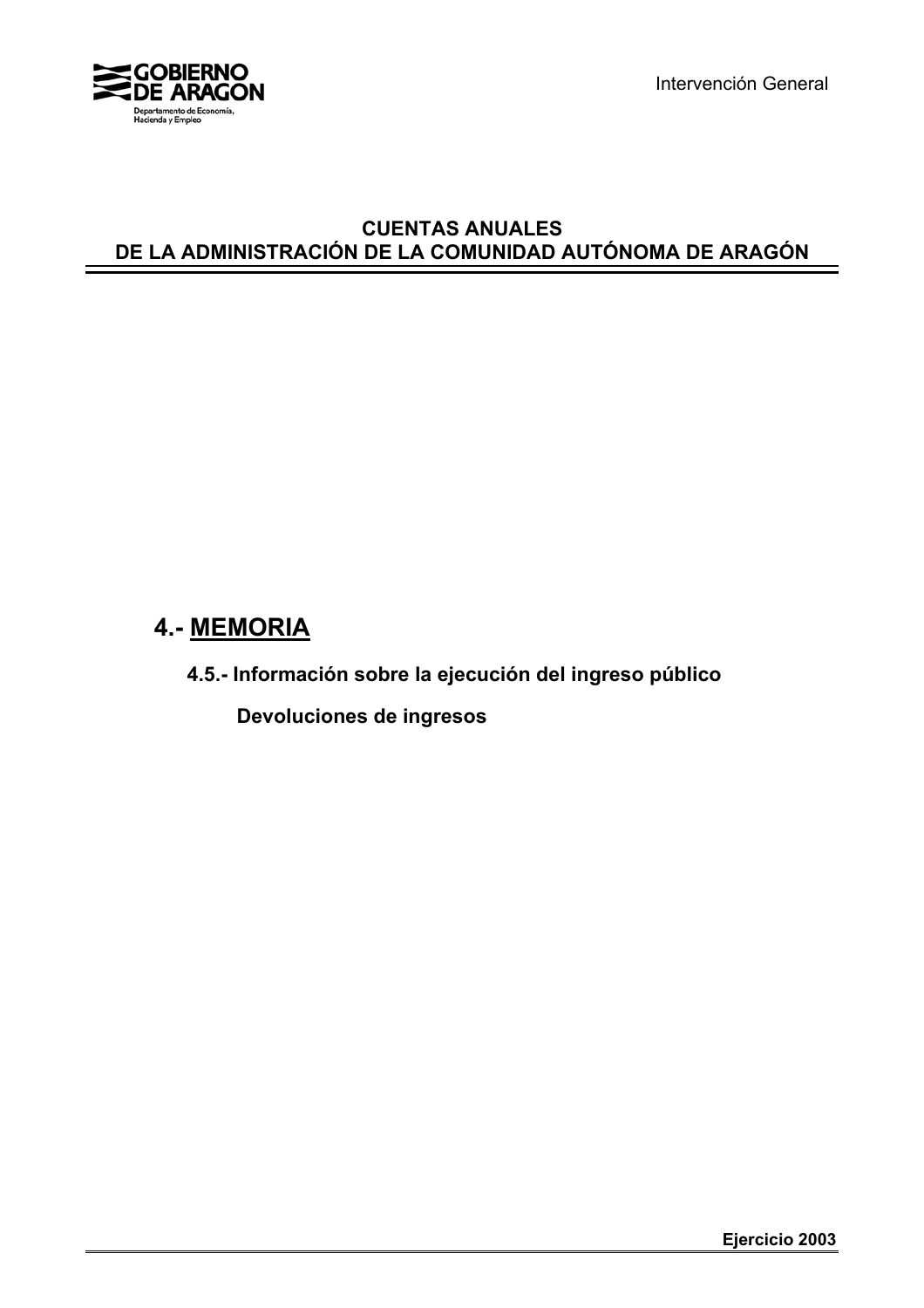# CUENTAS ANUALES
# DE LA ADMINISTRACIÓN DE LA COMUNIDAD AUTÓNOMA DE ARAGÓN

## 4.- MEMORIA

### 4.5.- Información sobre la ejecución del ingreso público

#### Devoluciones de ingresos

**Ejercicio 2003**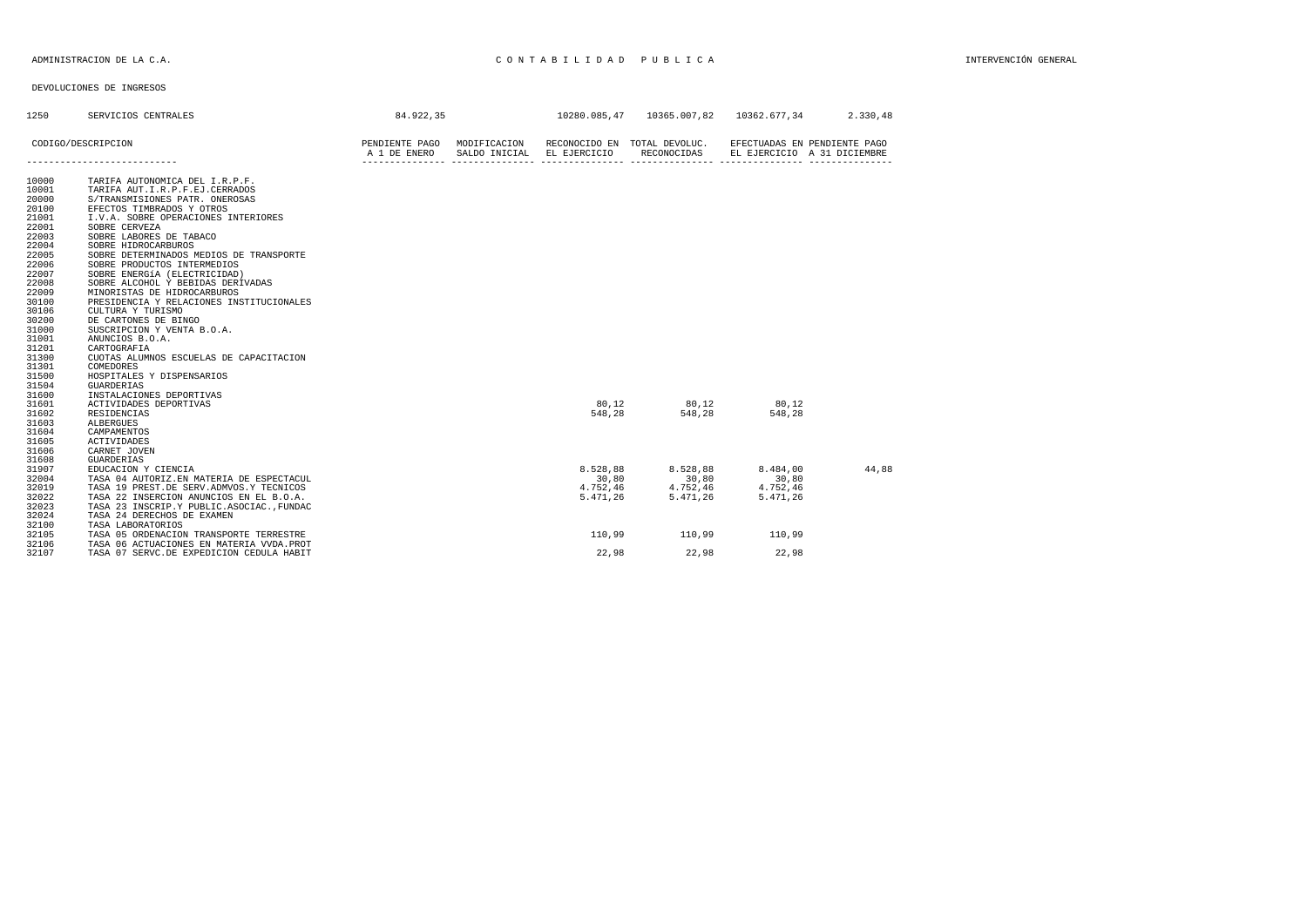ADMINISTRACION DE LA C.A. — CONTABILIDAD PUBLICA — INTERVENCIÓN GENERAL

DEVOLUCIONES DE INGRESOS

| 1250 | SERVICIOS CENTRALES | 84.922,35 | | 10280.085,47 | 10365.007,82 | 10362.677,34 | 2.330,48 |
|---|---|---|---|---|---|---|---|

| CODIGO/DESCRIPCION | | PENDIENTE PAGO A 1 DE ENERO | MODIFICACION SALDO INICIAL | RECONOCIDO EN EL EJERCICIO | TOTAL DEVOLUC. RECONOCIDAS | EFECTUADAS EN EL EJERCICIO | PENDIENTE PAGO A 31 DICIEMBRE |
|---|---|---|---|---|---|---|---|
| 10000 | TARIFA AUTONOMICA DEL I.R.P.F. | | | | | | |
| 10001 | TARIFA AUT.I.R.P.F.EJ.CERRADOS | | | | | | |
| 20000 | S/TRANSMISIONES PATR. ONEROSAS | | | | | | |
| 20100 | EFECTOS TIMBRADOS Y OTROS | | | | | | |
| 21001 | I.V.A. SOBRE OPERACIONES INTERIORES | | | | | | |
| 22001 | SOBRE CERVEZA | | | | | | |
| 22003 | SOBRE LABORES DE TABACO | | | | | | |
| 22004 | SOBRE HIDROCARBUROS | | | | | | |
| 22005 | SOBRE DETERMINADOS MEDIOS DE TRANSPORTE | | | | | | |
| 22006 | SOBRE PRODUCTOS INTERMEDIOS | | | | | | |
| 22007 | SOBRE ENERGíA (ELECTRICIDAD) | | | | | | |
| 22008 | SOBRE ALCOHOL Y BEBIDAS DERIVADAS | | | | | | |
| 22009 | MINORISTAS DE HIDROCARBUROS | | | | | | |
| 30100 | PRESIDENCIA Y RELACIONES INSTITUCIONALES | | | | | | |
| 30106 | CULTURA Y TURISMO | | | | | | |
| 30200 | DE CARTONES DE BINGO | | | | | | |
| 31000 | SUSCRIPCION Y VENTA B.O.A. | | | | | | |
| 31001 | ANUNCIOS B.O.A. | | | | | | |
| 31201 | CARTOGRAFIA | | | | | | |
| 31300 | CUOTAS ALUMNOS ESCUELAS DE CAPACITACION | | | | | | |
| 31301 | COMEDORES | | | | | | |
| 31500 | HOSPITALES Y DISPENSARIOS | | | | | | |
| 31504 | GUARDERIAS | | | | | | |
| 31600 | INSTALACIONES DEPORTIVAS | | | | | | |
| 31601 | ACTIVIDADES DEPORTIVAS | | | 80,12 | 80,12 | 80,12 | |
| 31602 | RESIDENCIAS | | | 548,28 | 548,28 | 548,28 | |
| 31603 | ALBERGUES | | | | | | |
| 31604 | CAMPAMENTOS | | | | | | |
| 31605 | ACTIVIDADES | | | | | | |
| 31606 | CARNET JOVEN | | | | | | |
| 31608 | GUARDERIAS | | | | | | |
| 31907 | EDUCACION Y CIENCIA | | | 8.528,88 | 8.528,88 | 8.484,00 | 44,88 |
| 32004 | TASA 04 AUTORIZ.EN MATERIA DE ESPECTACUL | | | 30,80 | 30,80 | 30,80 | |
| 32019 | TASA 19 PREST.DE SERV.ADMVOS.Y TECNICOS | | | 4.752,46 | 4.752,46 | 4.752,46 | |
| 32022 | TASA 22 INSERCION ANUNCIOS EN EL B.O.A. | | | 5.471,26 | 5.471,26 | 5.471,26 | |
| 32023 | TASA 23 INSCRIP.Y PUBLIC.ASOCIAC.,FUNDAC | | | | | | |
| 32024 | TASA 24 DERECHOS DE EXAMEN | | | | | | |
| 32100 | TASA LABORATORIOS | | | | | | |
| 32105 | TASA 05 ORDENACION TRANSPORTE TERRESTRE | | | 110,99 | 110,99 | 110,99 | |
| 32106 | TASA 06 ACTUACIONES EN MATERIA VVDA.PROT | | | | | | |
| 32107 | TASA 07 SERVC.DE EXPEDICION CEDULA HABIT | | | 22,98 | 22,98 | 22,98 | |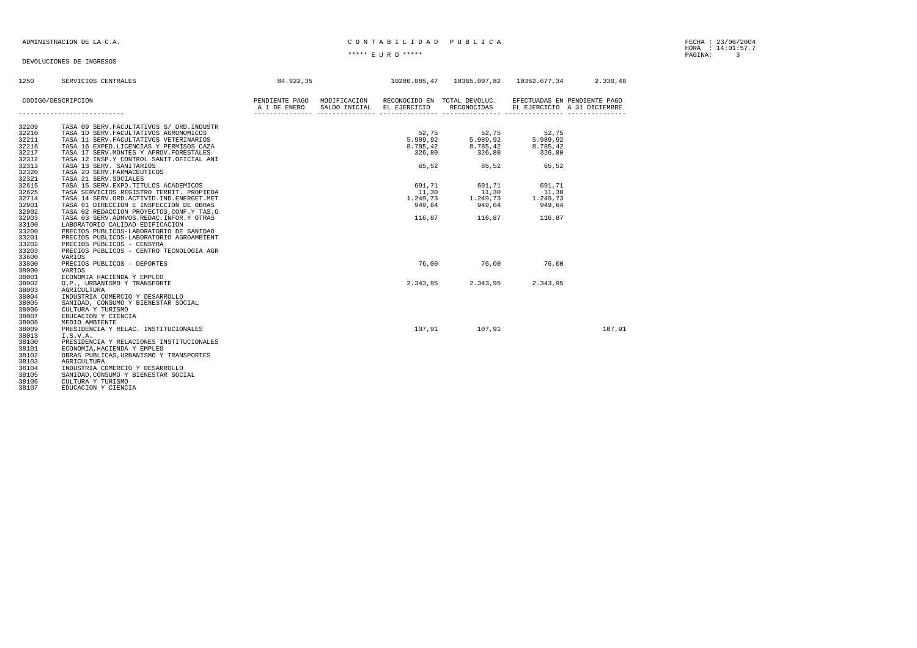ADMINISTRACION DE LA C.A.

CONTABILIDAD PUBLICA

***** E U R O *****

FECHA : 23/06/2004
HORA : 14:01:57.7

DEVOLUCIONES DE INGRESOS

| 1250 | SERVICIOS CENTRALES | 84.922,35 | | 10280.085,47 | 10365.007,82 | 10362.677,34 | 2.330,48 |
|---|---|---|---|---|---|---|---|

| CODIGO/DESCRIPCION | | PENDIENTE PAGO A 1 DE ENERO | MODIFICACION SALDO INICIAL | RECONOCIDO EN EL EJERCICIO | TOTAL DEVOLUC. RECONOCIDAS | EFECTUADAS EN EL EJERCICIO | PENDIENTE PAGO A 31 DICIEMBRE |
|---|---|---|---|---|---|---|---|
| 32209 | TASA 09 SERV.FACULTATIVOS S/ ORD.INDUSTR | | | | | | |
| 32210 | TASA 10 SERV.FACULTATIVOS AGRONOMICOS | | | 52,75 | 52,75 | 52,75 | |
| 32211 | TASA 11 SERV.FACULTATIVOS VETERINARIOS | | | 5.989,92 | 5.989,92 | 5.989,92 | |
| 32216 | TASA 16 EXPED.LICENCIAS Y PERMISOS CAZA | | | 8.785,42 | 8.785,42 | 8.785,42 | |
| 32217 | TASA 17 SERV.MONTES Y APROV.FORESTALES | | | 326,80 | 326,80 | 326,80 | |
| 32312 | TASA 12 INSP.Y CONTROL SANIT.OFICIAL ANI | | | | | | |
| 32313 | TASA 13 SERV. SANITARIOS | | | 65,52 | 65,52 | 65,52 | |
| 32320 | TASA 20 SERV.FARMACEUTICOS | | | | | | |
| 32321 | TASA 21 SERV.SOCIALES | | | | | | |
| 32615 | TASA 15 SERV.EXPD.TITULOS ACADEMICOS | | | 691,71 | 691,71 | 691,71 | |
| 32625 | TASA SERVICIOS REGISTRO TERRIT. PROPIEDA | | | 11,30 | 11,30 | 11,30 | |
| 32714 | TASA 14 SERV.ORD.ACTIVID.IND.ENERGET.MET | | | 1.249,73 | 1.249,73 | 1.249,73 | |
| 32901 | TASA 01 DIRECCION E INSPECCION DE OBRAS | | | 949,64 | 949,64 | 949,64 | |
| 32902 | TASA 02 REDACCION PROYECTOS,CONF.Y TAS.O | | | | | | |
| 32903 | TASA 03 SERV.ADMVOS.REDAC.INFOR.Y OTRAS | | | 116,87 | 116,87 | 116,87 | |
| 33100 | LABORATORIO CALIDAD EDIFICACION | | | | | | |
| 33200 | PRECIOS PUBLICOS-LABORATORIO DE SANIDAD | | | | | | |
| 33201 | PRECIOS PUBLICOS-LABORATORIO AGROAMBIENT | | | | | | |
| 33202 | PRECIOS PúBLICOS - CENSYRA | | | | | | |
| 33203 | PRECIOS PúBLICOS - CENTRO TECNOLOGIA AGR | | | | | | |
| 33600 | VARIOS | | | | | | |
| 33800 | PRECIOS PUBLICOS - DEPORTES | | | 76,00 | 76,00 | 76,00 | |
| 38000 | VARIOS | | | | | | |
| 38001 | ECONOMIA HACIENDA Y EMPLEO | | | | | | |
| 38002 | O.P., URBANISMO Y TRANSPORTE | | | 2.343,95 | 2.343,95 | 2.343,95 | |
| 38003 | AGRICULTURA | | | | | | |
| 38004 | INDUSTRIA COMERCIO Y DESARROLLO | | | | | | |
| 38005 | SANIDAD, CONSUMO Y BIENESTAR SOCIAL | | | | | | |
| 38006 | CULTURA Y TURISMO | | | | | | |
| 38007 | EDUCACION Y CIENCIA | | | | | | |
| 38008 | MEDIO AMBIENTE | | | | | | |
| 38009 | PRESIDENCIA Y RELAC. INSTITUCIONALES | | | 107,91 | 107,91 | | 107,91 |
| 38013 | I.S.V.A. | | | | | | |
| 38100 | PRESIDENCIA Y RELACIONES INSTITUCIONALES | | | | | | |
| 38101 | ECONOMIA,HACIENDA Y EMPLEO | | | | | | |
| 38102 | OBRAS PUBLICAS,URBANISMO Y TRANSPORTES | | | | | | |
| 38103 | AGRICULTURA | | | | | | |
| 38104 | INDUSTRIA COMERCIO Y DESARROLLO | | | | | | |
| 38105 | SANIDAD,CONSUMO Y BIENESTAR SOCIAL | | | | | | |
| 38106 | CULTURA Y TURISMO | | | | | | |
| 38107 | EDUCACION Y CIENCIA | | | | | | |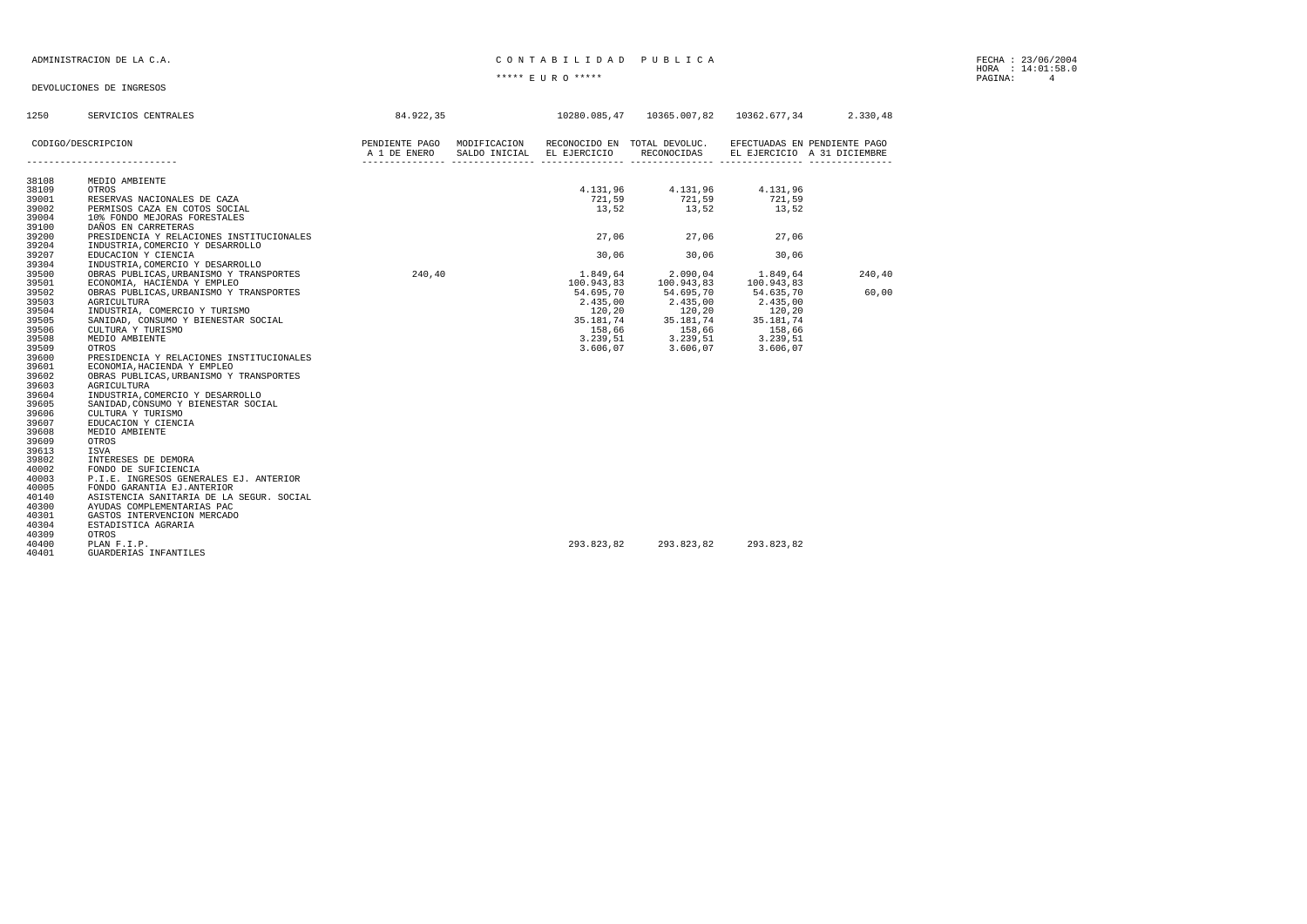ADMINISTRACION DE LA C.A.

C O N T A B I L I D A D   P U B L I C A

***** E U R O *****

FECHA : 23/06/2004
HORA : 14:01:58.0

DEVOLUCIONES DE INGRESOS

| 1250 | SERVICIOS CENTRALES | 84.922,35 | | 10280.085,47 | 10365.007,82 | 10362.677,34 | 2.330,48 |
|---|---|---|---|---|---|---|---|

| CODIGO | DESCRIPCION | PENDIENTE PAGO A 1 DE ENERO | MODIFICACION SALDO INICIAL | RECONOCIDO EN EL EJERCICIO | TOTAL DEVOLUC. RECONOCIDAS | EFECTUADAS EN EL EJERCICIO | PENDIENTE PAGO A 31 DICIEMBRE |
|---|---|---|---|---|---|---|---|
| 38108 | MEDIO AMBIENTE | | | | | | |
| 38109 | OTROS | | | 4.131,96 | 4.131,96 | 4.131,96 | |
| 39001 | RESERVAS NACIONALES DE CAZA | | | 721,59 | 721,59 | 721,59 | |
| 39002 | PERMISOS CAZA EN COTOS SOCIAL | | | 13,52 | 13,52 | 13,52 | |
| 39004 | 10% FONDO MEJORAS FORESTALES | | | | | | |
| 39100 | DAÑOS EN CARRETERAS | | | | | | |
| 39200 | PRESIDENCIA Y RELACIONES INSTITUCIONALES | | | 27,06 | 27,06 | 27,06 | |
| 39204 | INDUSTRIA,COMERCIO Y DESARROLLO | | | | | | |
| 39207 | EDUCACION Y CIENCIA | | | 30,06 | 30,06 | 30,06 | |
| 39304 | INDUSTRIA,COMERCIO Y DESARROLLO | | | | | | |
| 39500 | OBRAS PUBLICAS,URBANISMO Y TRANSPORTES | 240,40 | | 1.849,64 | 2.090,04 | 1.849,64 | 240,40 |
| 39501 | ECONOMIA, HACIENDA Y EMPLEO | | | 100.943,83 | 100.943,83 | 100.943,83 | |
| 39502 | OBRAS PUBLICAS,URBANISMO Y TRANSPORTES | | | 54.695,70 | 54.695,70 | 54.635,70 | 60,00 |
| 39503 | AGRICULTURA | | | 2.435,00 | 2.435,00 | 2.435,00 | |
| 39504 | INDUSTRIA, COMERCIO Y TURISMO | | | 120,20 | 120,20 | 120,20 | |
| 39505 | SANIDAD, CONSUMO Y BIENESTAR SOCIAL | | | 35.181,74 | 35.181,74 | 35.181,74 | |
| 39506 | CULTURA Y TURISMO | | | 158,66 | 158,66 | 158,66 | |
| 39508 | MEDIO AMBIENTE | | | 3.239,51 | 3.239,51 | 3.239,51 | |
| 39509 | OTROS | | | 3.606,07 | 3.606,07 | 3.606,07 | |
| 39600 | PRESIDENCIA Y RELACIONES INSTITUCIONALES | | | | | | |
| 39601 | ECONOMIA,HACIENDA Y EMPLEO | | | | | | |
| 39602 | OBRAS PUBLICAS,URBANISMO Y TRANSPORTES | | | | | | |
| 39603 | AGRICULTURA | | | | | | |
| 39604 | INDUSTRIA,COMERCIO Y DESARROLLO | | | | | | |
| 39605 | SANIDAD,CONSUMO Y BIENESTAR SOCIAL | | | | | | |
| 39606 | CULTURA Y TURISMO | | | | | | |
| 39607 | EDUCACION Y CIENCIA | | | | | | |
| 39608 | MEDIO AMBIENTE | | | | | | |
| 39609 | OTROS | | | | | | |
| 39613 | ISVA | | | | | | |
| 39802 | INTERESES DE DEMORA | | | | | | |
| 40002 | FONDO DE SUFICIENCIA | | | | | | |
| 40003 | P.I.E. INGRESOS GENERALES EJ. ANTERIOR | | | | | | |
| 40005 | FONDO GARANTIA EJ.ANTERIOR | | | | | | |
| 40140 | ASISTENCIA SANITARIA DE LA SEGUR. SOCIAL | | | | | | |
| 40300 | AYUDAS COMPLEMENTARIAS PAC | | | | | | |
| 40301 | GASTOS INTERVENCION MERCADO | | | | | | |
| 40304 | ESTADISTICA AGRARIA | | | | | | |
| 40309 | OTROS | | | | | | |
| 40400 | PLAN F.I.P. | | | 293.823,82 | 293.823,82 | 293.823,82 | |
| 40401 | GUARDERIAS INFANTILES | | | | | | |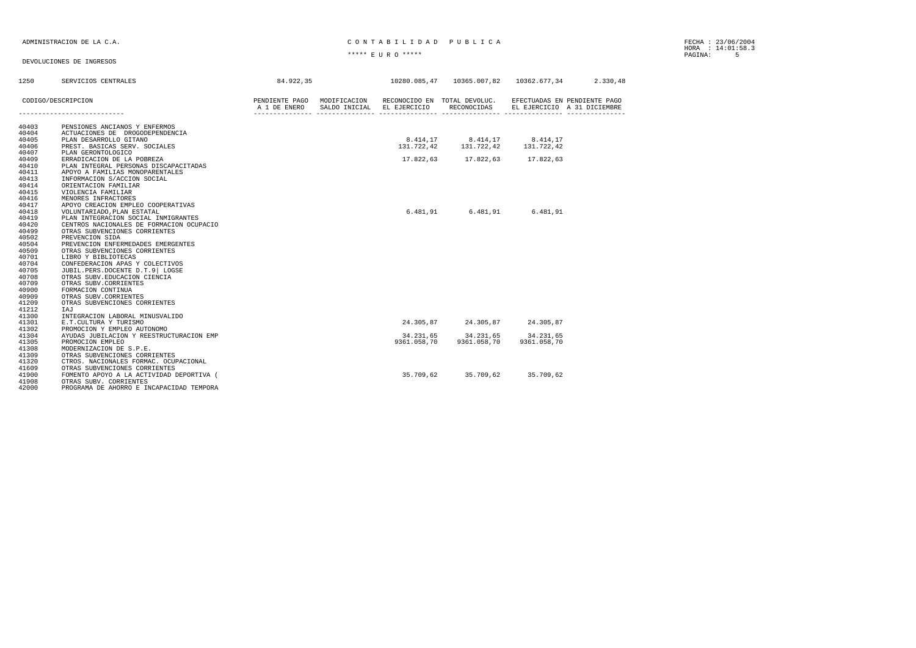ADMINISTRACION DE LA C.A.

C O N T A B I L I D A D   P U B L I C A

***** E U R O *****

DEVOLUCIONES DE INGRESOS

| 1250 | SERVICIOS CENTRALES | 84.922,35 | | 10280.085,47 | 10365.007,82 | 10362.677,34 | 2.330,48 |
|---|---|---|---|---|---|---|---|

| CODIGO/DESCRIPCION | | PENDIENTE PAGO A 1 DE ENERO | MODIFICACION SALDO INICIAL | RECONOCIDO EN EL EJERCICIO | TOTAL DEVOLUC. RECONOCIDAS | EFECTUADAS EN EL EJERCICIO | PENDIENTE PAGO A 31 DICIEMBRE |
|---|---|---|---|---|---|---|---|
| 40403 | PENSIONES ANCIANOS Y ENFERMOS | | | | | | |
| 40404 | ACTUACIONES DE DROGODEPENDENCIA | | | | | | |
| 40405 | PLAN DESARROLLO GITANO | | | 8.414,17 | 8.414,17 | 8.414,17 | |
| 40406 | PREST. BASICAS SERV. SOCIALES | | | 131.722,42 | 131.722,42 | 131.722,42 | |
| 40407 | PLAN GERONTOLOGICO | | | | | | |
| 40409 | ERRADICACION DE LA POBREZA | | | 17.822,63 | 17.822,63 | 17.822,63 | |
| 40410 | PLAN INTEGRAL PERSONAS DISCAPACITADAS | | | | | | |
| 40411 | APOYO A FAMILIAS MONOPARENTALES | | | | | | |
| 40413 | INFORMACION S/ACCION SOCIAL | | | | | | |
| 40414 | ORIENTACION FAMILIAR | | | | | | |
| 40415 | VIOLENCIA FAMILIAR | | | | | | |
| 40416 | MENORES INFRACTORES | | | | | | |
| 40417 | APOYO CREACION EMPLEO COOPERATIVAS | | | | | | |
| 40418 | VOLUNTARIADO,PLAN ESTATAL | | | 6.481,91 | 6.481,91 | 6.481,91 | |
| 40419 | PLAN INTEGRACION SOCIAL INMIGRANTES | | | | | | |
| 40420 | CENTROS NACIONALES DE FORMACION OCUPACIO | | | | | | |
| 40499 | OTRAS SUBVENCIONES CORRIENTES | | | | | | |
| 40502 | PREVENCION SIDA | | | | | | |
| 40504 | PREVENCION ENFERMEDADES EMERGENTES | | | | | | |
| 40509 | OTRAS SUBVENCIONES CORRIENTES | | | | | | |
| 40701 | LIBRO Y BIBLIOTECAS | | | | | | |
| 40704 | CONFEDERACION APAS Y COLECTIVOS | | | | | | |
| 40705 | JUBIL.PERS.DOCENTE D.T.9| LOGSE | | | | | | |
| 40708 | OTRAS SUBV.EDUCACION CIENCIA | | | | | | |
| 40709 | OTRAS SUBV.CORRIENTES | | | | | | |
| 40900 | FORMACION CONTINUA | | | | | | |
| 40909 | OTRAS SUBV.CORRIENTES | | | | | | |
| 41209 | OTRAS SUBVENCIONES CORRIENTES | | | | | | |
| 41212 | IAJ | | | | | | |
| 41300 | INTEGRACION LABORAL MINUSVALIDO | | | | | | |
| 41301 | E.T.CULTURA Y TURISMO | | | 24.305,87 | 24.305,87 | 24.305,87 | |
| 41302 | PROMOCION Y EMPLEO AUTONOMO | | | | | | |
| 41304 | AYUDAS JUBILACION Y REESTRUCTURACION EMP | | | 34.231,65 | 34.231,65 | 34.231,65 | |
| 41305 | PROMOCION EMPLEO | | | 9361.058,70 | 9361.058,70 | 9361.058,70 | |
| 41308 | MODERNIZACION DE S.P.E. | | | | | | |
| 41309 | OTRAS SUBVENCIONES CORRIENTES | | | | | | |
| 41320 | CTROS. NACIONALES FORMAC. OCUPACIONAL | | | | | | |
| 41609 | OTRAS SUBVENCIONES CORRIENTES | | | | | | |
| 41900 | FOMENTO APOYO A LA ACTIVIDAD DEPORTIVA ( | | | 35.709,62 | 35.709,62 | 35.709,62 | |
| 41908 | OTRAS SUBV. CORRIENTES | | | | | | |
| 42000 | PROGRAMA DE AHORRO E INCAPACIDAD TEMPORA | | | | | | |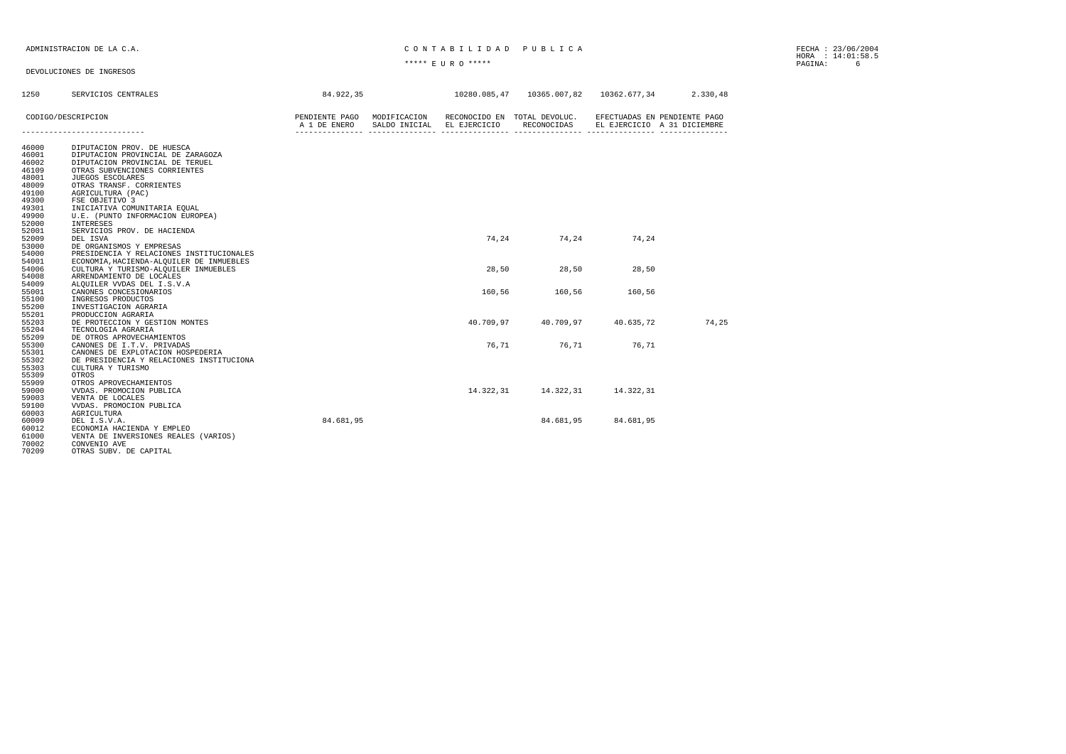ADMINISTRACION DE LA C.A.

C O N T A B I L I D A D   P U B L I C A

***** E U R O *****

DEVOLUCIONES DE INGRESOS

FECHA : 23/06/2004
HORA : 14:01:58.5

| 1250 | SERVICIOS CENTRALES | 84.922,35 | | 10280.085,47 | 10365.007,82 | 10362.677,34 | 2.330,48 |
|---|---|---|---|---|---|---|---|

| CODIGO/DESCRIPCION | | PENDIENTE PAGO A 1 DE ENERO | MODIFICACION SALDO INICIAL | RECONOCIDO EN EL EJERCICIO | TOTAL DEVOLUC. RECONOCIDAS | EFECTUADAS EN EL EJERCICIO | PENDIENTE PAGO A 31 DICIEMBRE |
|---|---|---|---|---|---|---|---|
| 46000 | DIPUTACION PROV. DE HUESCA | | | | | | |
| 46001 | DIPUTACION PROVINCIAL DE ZARAGOZA | | | | | | |
| 46002 | DIPUTACION PROVINCIAL DE TERUEL | | | | | | |
| 46109 | OTRAS SUBVENCIONES CORRIENTES | | | | | | |
| 48001 | JUEGOS ESCOLARES | | | | | | |
| 48009 | OTRAS TRANSF. CORRIENTES | | | | | | |
| 49100 | AGRICULTURA (PAC) | | | | | | |
| 49300 | FSE OBJETIVO 3 | | | | | | |
| 49301 | INICIATIVA COMUNITARIA EQUAL | | | | | | |
| 49900 | U.E. (PUNTO INFORMACION EUROPEA) | | | | | | |
| 52000 | INTERESES | | | | | | |
| 52001 | SERVICIOS PROV. DE HACIENDA | | | | | | |
| 52009 | DEL ISVA | | | 74,24 | 74,24 | 74,24 | |
| 53000 | DE ORGANISMOS Y EMPRESAS | | | | | | |
| 54000 | PRESIDENCIA Y RELACIONES INSTITUCIONALES | | | | | | |
| 54001 | ECONOMIA,HACIENDA-ALQUILER DE INMUEBLES | | | | | | |
| 54006 | CULTURA Y TURISMO-ALQUILER INMUEBLES | | | 28,50 | 28,50 | 28,50 | |
| 54008 | ARRENDAMIENTO DE LOCALES | | | | | | |
| 54009 | ALQUILER VVDAS DEL I.S.V.A | | | | | | |
| 55001 | CANONES CONCESIONARIOS | | | 160,56 | 160,56 | 160,56 | |
| 55100 | INGRESOS PRODUCTOS | | | | | | |
| 55200 | INVESTIGACION AGRARIA | | | | | | |
| 55201 | PRODUCCION AGRARIA | | | | | | |
| 55203 | DE PROTECCION Y GESTION MONTES | | | 40.709,97 | 40.709,97 | 40.635,72 | 74,25 |
| 55204 | TECNOLOGIA AGRARIA | | | | | | |
| 55209 | DE OTROS APROVECHAMIENTOS | | | | | | |
| 55300 | CANONES DE I.T.V. PRIVADAS | | | 76,71 | 76,71 | 76,71 | |
| 55301 | CANONES DE EXPLOTACION HOSPEDERIA | | | | | | |
| 55302 | DE PRESIDENCIA Y RELACIONES INSTITUCIONA | | | | | | |
| 55303 | CULTURA Y TURISMO | | | | | | |
| 55309 | OTROS | | | | | | |
| 55909 | OTROS APROVECHAMIENTOS | | | | | | |
| 59000 | VVDAS. PROMOCION PUBLICA | | | 14.322,31 | 14.322,31 | 14.322,31 | |
| 59003 | VENTA DE LOCALES | | | | | | |
| 59100 | VVDAS. PROMOCION PUBLICA | | | | | | |
| 60003 | AGRICULTURA | | | | | | |
| 60009 | DEL I.S.V.A. | 84.681,95 | | | 84.681,95 | 84.681,95 | |
| 60012 | ECONOMIA HACIENDA Y EMPLEO | | | | | | |
| 61000 | VENTA DE INVERSIONES REALES (VARIOS) | | | | | | |
| 70002 | CONVENIO AVE | | | | | | |
| 70209 | OTRAS SUBV. DE CAPITAL | | | | | | |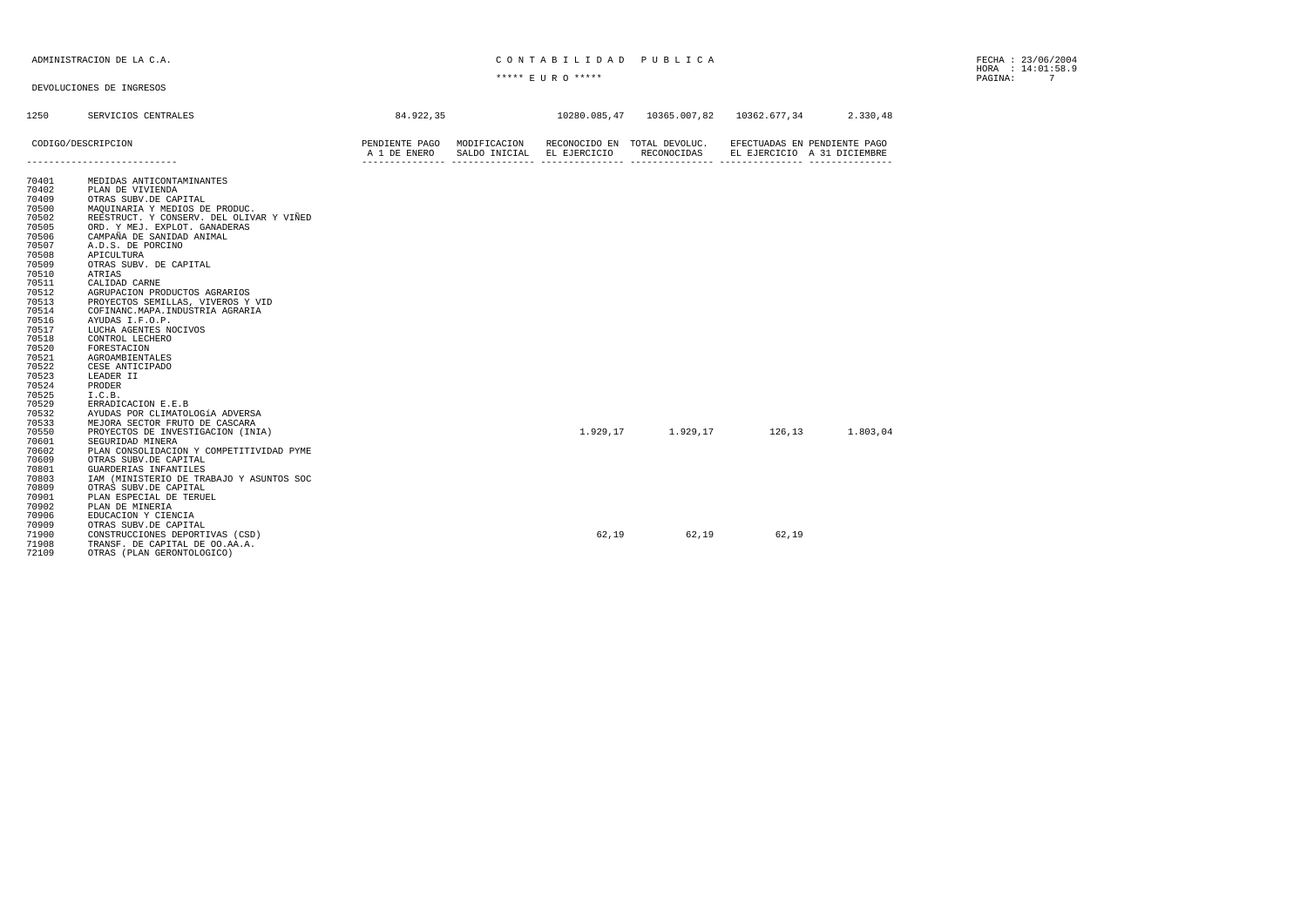ADMINISTRACION DE LA C.A.

CONTABILIDAD PUBLICA

***** E U R O *****

FECHA : 23/06/2004
HORA : 14:01:58.9
PAGINA: 7

DEVOLUCIONES DE INGRESOS

| 1250 | SERVICIOS CENTRALES | 84.922,35 | | 10280.085,47 | 10365.007,82 | 10362.677,34 | 2.330,48 |
|---|---|---|---|---|---|---|---|

| CODIGO | DESCRIPCION | PENDIENTE PAGO A 1 DE ENERO | MODIFICACION SALDO INICIAL | RECONOCIDO EN EL EJERCICIO | TOTAL DEVOLUC. RECONOCIDAS | EFECTUADAS EN EL EJERCICIO | PENDIENTE PAGO A 31 DICIEMBRE |
|---|---|---|---|---|---|---|---|
| 70401 | MEDIDAS ANTICONTAMINANTES | | | | | | |
| 70402 | PLAN DE VIVIENDA | | | | | | |
| 70409 | OTRAS SUBV.DE CAPITAL | | | | | | |
| 70500 | MAQUINARIA Y MEDIOS DE PRODUC. | | | | | | |
| 70502 | REESTRUCT. Y CONSERV. DEL OLIVAR Y VIÑED | | | | | | |
| 70505 | ORD. Y MEJ. EXPLOT. GANADERAS | | | | | | |
| 70506 | CAMPAÑA DE SANIDAD ANIMAL | | | | | | |
| 70507 | A.D.S. DE PORCINO | | | | | | |
| 70508 | APICULTURA | | | | | | |
| 70509 | OTRAS SUBV. DE CAPITAL | | | | | | |
| 70510 | ATRIAS | | | | | | |
| 70511 | CALIDAD CARNE | | | | | | |
| 70512 | AGRUPACION PRODUCTOS AGRARIOS | | | | | | |
| 70513 | PROYECTOS SEMILLAS, VIVEROS Y VID | | | | | | |
| 70514 | COFINANC.MAPA.INDUSTRIA AGRARIA | | | | | | |
| 70516 | AYUDAS I.F.O.P. | | | | | | |
| 70517 | LUCHA AGENTES NOCIVOS | | | | | | |
| 70518 | CONTROL LECHERO | | | | | | |
| 70520 | FORESTACION | | | | | | |
| 70521 | AGROAMBIENTALES | | | | | | |
| 70522 | CESE ANTICIPADO | | | | | | |
| 70523 | LEADER II | | | | | | |
| 70524 | PRODER | | | | | | |
| 70525 | I.C.B. | | | | | | |
| 70529 | ERRADICACION E.E.B | | | | | | |
| 70532 | AYUDAS POR CLIMATOLOGíA ADVERSA | | | | | | |
| 70533 | MEJORA SECTOR FRUTO DE CASCARA | | | | | | |
| 70550 | PROYECTOS DE INVESTIGACION (INIA) | | | 1.929,17 | 1.929,17 | 126,13 | 1.803,04 |
| 70601 | SEGURIDAD MINERA | | | | | | |
| 70602 | PLAN CONSOLIDACION Y COMPETITIVIDAD PYME | | | | | | |
| 70609 | OTRAS SUBV.DE CAPITAL | | | | | | |
| 70801 | GUARDERIAS INFANTILES | | | | | | |
| 70803 | IAM (MINISTERIO DE TRABAJO Y ASUNTOS SOC | | | | | | |
| 70809 | OTRAS SUBV.DE CAPITAL | | | | | | |
| 70901 | PLAN ESPECIAL DE TERUEL | | | | | | |
| 70902 | PLAN DE MINERIA | | | | | | |
| 70906 | EDUCACION Y CIENCIA | | | | | | |
| 70909 | OTRAS SUBV.DE CAPITAL | | | | | | |
| 71900 | CONSTRUCCIONES DEPORTIVAS (CSD) | | | 62,19 | 62,19 | 62,19 | |
| 71908 | TRANSF. DE CAPITAL DE OO.AA.A. | | | | | | |
| 72109 | OTRAS (PLAN GERONTOLOGICO) | | | | | | |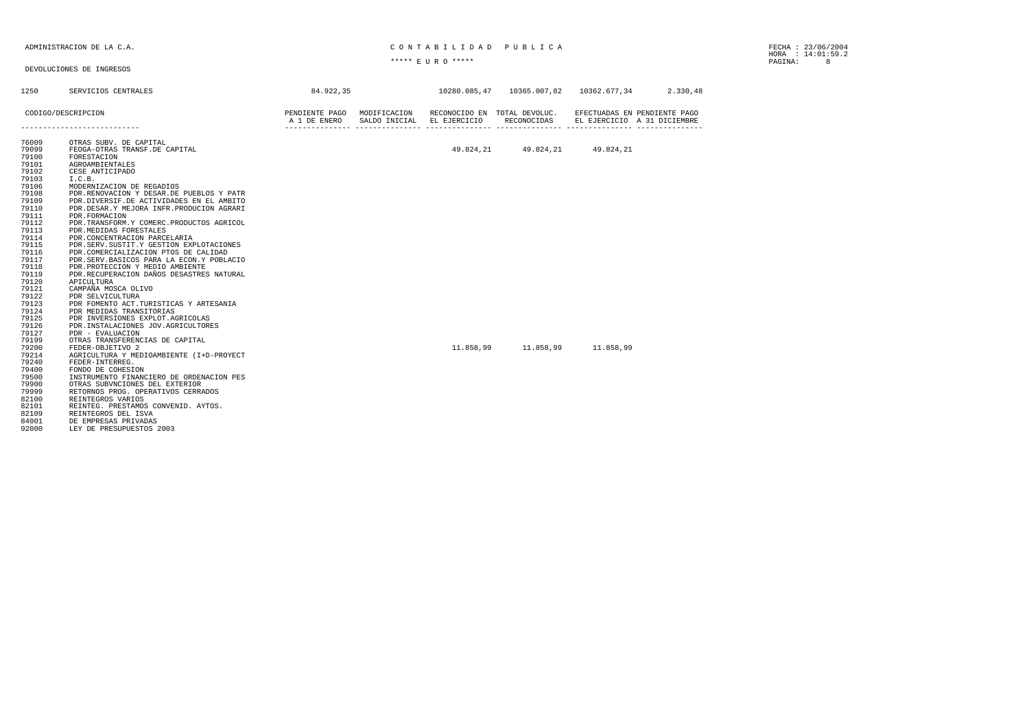ADMINISTRACION DE LA C.A.

C O N T A B I L I D A D   P U B L I C A

***** E U R O *****

DEVOLUCIONES DE INGRESOS

| 1250 | SERVICIOS CENTRALES | 84.922,35 | | 10280.085,47 | 10365.007,82 | 10362.677,34 | 2.330,48 |
|---|---|---|---|---|---|---|---|

| CODIGO/DESCRIPCION | | PENDIENTE PAGO A 1 DE ENERO | MODIFICACION SALDO INICIAL | RECONOCIDO EN EL EJERCICIO | TOTAL DEVOLUC. RECONOCIDAS | EFECTUADAS EN EL EJERCICIO | PENDIENTE PAGO A 31 DICIEMBRE |
|---|---|---|---|---|---|---|---|
| 76009 | OTRAS SUBV. DE CAPITAL | | | | | | |
| 79099 | FEOGA-OTRAS TRANSF.DE CAPITAL | | | 49.824,21 | 49.824,21 | 49.824,21 | |
| 79100 | FORESTACION | | | | | | |
| 79101 | AGROAMBIENTALES | | | | | | |
| 79102 | CESE ANTICIPADO | | | | | | |
| 79103 | I.C.B. | | | | | | |
| 79106 | MODERNIZACION DE REGADIOS | | | | | | |
| 79108 | PDR.RENOVACION Y DESAR.DE PUEBLOS Y PATR | | | | | | |
| 79109 | PDR.DIVERSIF.DE ACTIVIDADES EN EL AMBITO | | | | | | |
| 79110 | PDR.DESAR.Y MEJORA INFR.PRODUCION AGRARI | | | | | | |
| 79111 | PDR.FORMACION | | | | | | |
| 79112 | PDR.TRANSFORM.Y COMERC.PRODUCTOS AGRICOL | | | | | | |
| 79113 | PDR.MEDIDAS FORESTALES | | | | | | |
| 79114 | PDR.CONCENTRACION PARCELARIA | | | | | | |
| 79115 | PDR.SERV.SUSTIT.Y GESTION EXPLOTACIONES | | | | | | |
| 79116 | PDR.COMERCIALIZACION PTOS DE CALIDAD | | | | | | |
| 79117 | PDR.SERV.BASICOS PARA LA ECON.Y POBLACIO | | | | | | |
| 79118 | PDR.PROTECCION Y MEDIO AMBIENTE | | | | | | |
| 79119 | PDR.RECUPERACION DAÑOS DESASTRES NATURAL | | | | | | |
| 79120 | APICULTURA | | | | | | |
| 79121 | CAMPAÑA MOSCA OLIVO | | | | | | |
| 79122 | PDR SELVICULTURA | | | | | | |
| 79123 | PDR FOMENTO ACT.TURISTICAS Y ARTESANIA | | | | | | |
| 79124 | PDR MEDIDAS TRANSITORIAS | | | | | | |
| 79125 | PDR INVERSIONES EXPLOT.AGRICOLAS | | | | | | |
| 79126 | PDR.INSTALACIONES JOV.AGRICULTORES | | | | | | |
| 79127 | PDR - EVALUACION | | | | | | |
| 79199 | OTRAS TRANSFERENCIAS DE CAPITAL | | | | | | |
| 79200 | FEDER-OBJETIVO 2 | | | 11.858,99 | 11.858,99 | 11.858,99 | |
| 79214 | AGRICULTURA Y MEDIOAMBIENTE (I+D-PROYECT | | | | | | |
| 79240 | FEDER-INTERREG. | | | | | | |
| 79400 | FONDO DE COHESION | | | | | | |
| 79500 | INSTRUMENTO FINANCIERO DE ORDENACION PES | | | | | | |
| 79900 | OTRAS SUBVNCIONES DEL EXTERIOR | | | | | | |
| 79999 | RETORNOS PROG. OPERATIVOS CERRADOS | | | | | | |
| 82100 | REINTEGROS VARIOS | | | | | | |
| 82101 | REINTEG. PRESTAMOS CONVENID. AYTOS. | | | | | | |
| 82109 | REINTEGROS DEL ISVA | | | | | | |
| 84001 | DE EMPRESAS PRIVADAS | | | | | | |
| 92000 | LEY DE PRESUPUESTOS 2003 | | | | | | |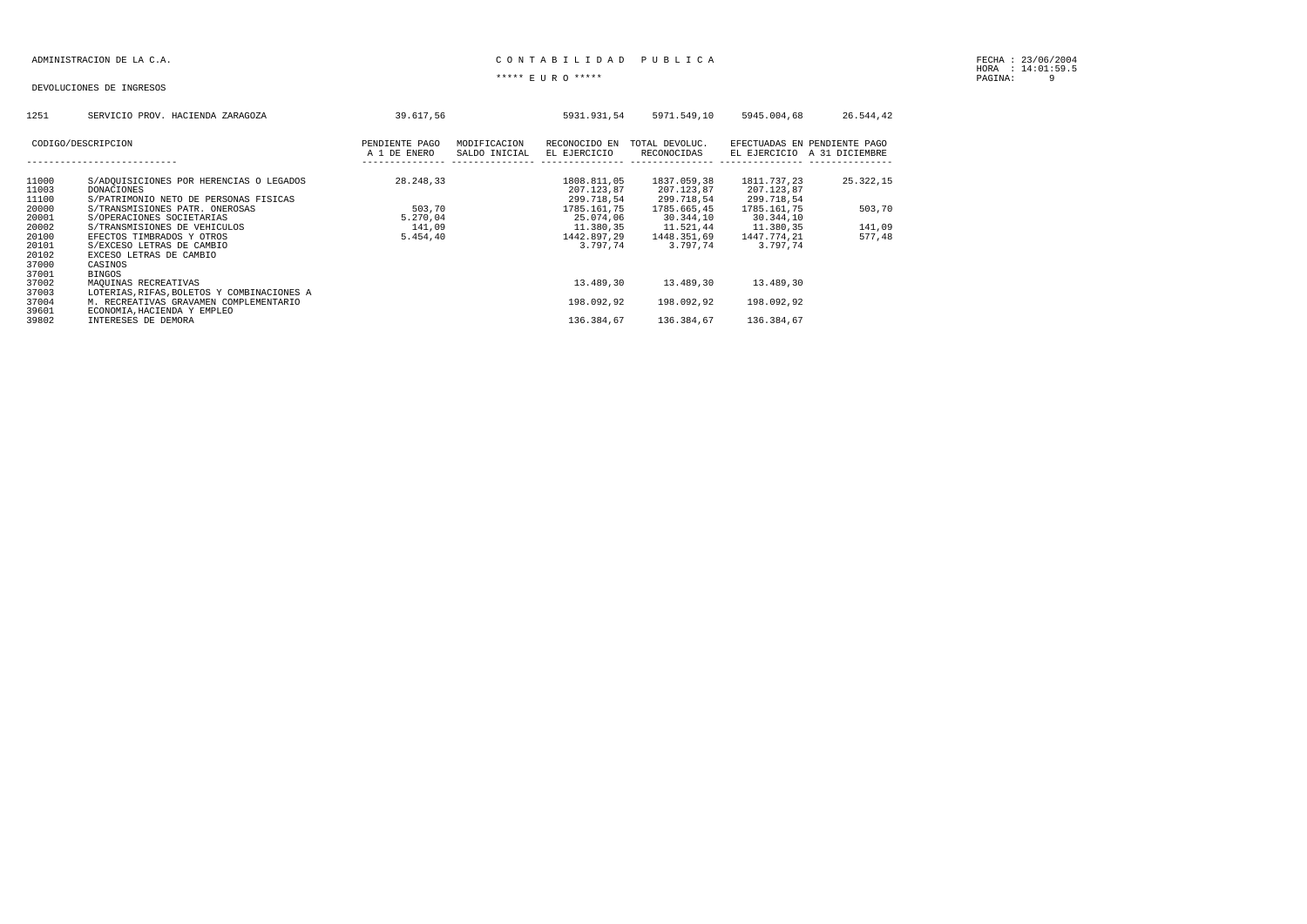ADMINISTRACION DE LA C.A.

C O N T A B I L I D A D   P U B L I C A

***** E U R O *****

DEVOLUCIONES DE INGRESOS

FECHA : 23/06/2004
HORA : 14:01:59.5

| 1251 | SERVICIO PROV. HACIENDA ZARAGOZA | 39.617,56 | | 5931.931,54 | 5971.549,10 | 5945.004,68 | 26.544,42 |
|---|---|---|---|---|---|---|---|

| CODIGO/DESCRIPCION | | PENDIENTE PAGO A 1 DE ENERO | MODIFICACION SALDO INICIAL | RECONOCIDO EN EL EJERCICIO | TOTAL DEVOLUC. RECONOCIDAS | EFECTUADAS EN EL EJERCICIO | PENDIENTE PAGO A 31 DICIEMBRE |
|---|---|---|---|---|---|---|---|
| 11000 | S/ADQUISICIONES POR HERENCIAS O LEGADOS | 28.248,33 | | 1808.811,05 | 1837.059,38 | 1811.737,23 | 25.322,15 |
| 11003 | DONACIONES | | | 207.123,87 | 207.123,87 | 207.123,87 | |
| 11100 | S/PATRIMONIO NETO DE PERSONAS FISICAS | | | 299.718,54 | 299.718,54 | 299.718,54 | |
| 20000 | S/TRANSMISIONES PATR. ONEROSAS | 503,70 | | 1785.161,75 | 1785.665,45 | 1785.161,75 | 503,70 |
| 20001 | S/OPERACIONES SOCIETARIAS | 5.270,04 | | 25.074,06 | 30.344,10 | 30.344,10 | |
| 20002 | S/TRANSMISIONES DE VEHICULOS | 141,09 | | 11.380,35 | 11.521,44 | 11.380,35 | 141,09 |
| 20100 | EFECTOS TIMBRADOS Y OTROS | 5.454,40 | | 1442.897,29 | 1448.351,69 | 1447.774,21 | 577,48 |
| 20101 | S/EXCESO LETRAS DE CAMBIO | | | 3.797,74 | 3.797,74 | 3.797,74 | |
| 20102 | EXCESO LETRAS DE CAMBIO | | | | | | |
| 37000 | CASINOS | | | | | | |
| 37001 | BINGOS | | | | | | |
| 37002 | MAQUINAS RECREATIVAS | | | 13.489,30 | 13.489,30 | 13.489,30 | |
| 37003 | LOTERIAS,RIFAS,BOLETOS Y COMBINACIONES A | | | | | | |
| 37004 | M. RECREATIVAS GRAVAMEN COMPLEMENTARIO | | | 198.092,92 | 198.092,92 | 198.092,92 | |
| 39601 | ECONOMIA,HACIENDA Y EMPLEO | | | | | | |
| 39802 | INTERESES DE DEMORA | | | 136.384,67 | 136.384,67 | 136.384,67 | |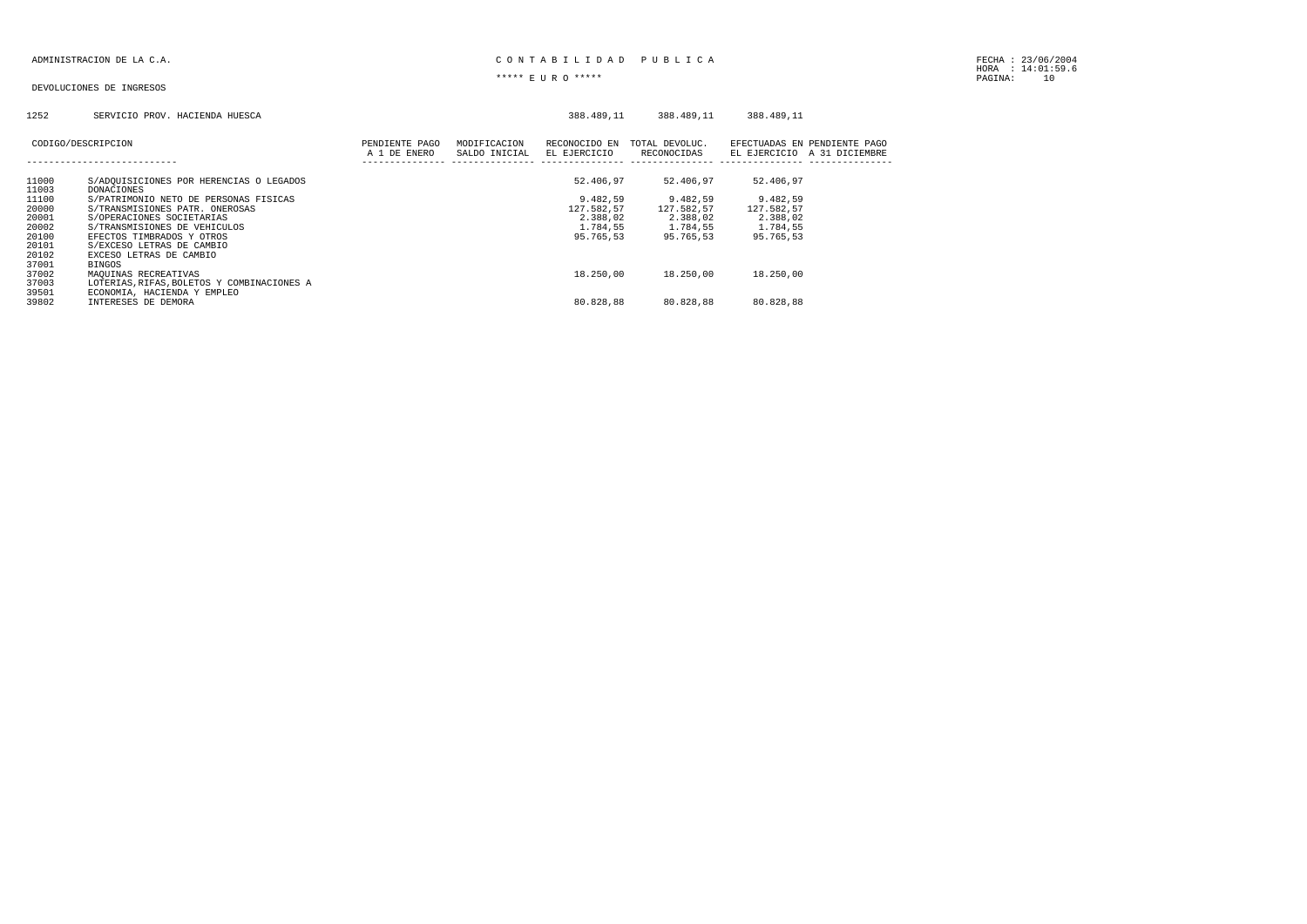ADMINISTRACION DE LA C.A.

C O N T A B I L I D A D   P U B L I C A

***** E U R O *****

DEVOLUCIONES DE INGRESOS

| CODIGO | DESCRIPCION | PENDIENTE PAGO A 1 DE ENERO | MODIFICACION SALDO INICIAL | RECONOCIDO EN EL EJERCICIO | TOTAL DEVOLUC. RECONOCIDAS | EFECTUADAS EN EL EJERCICIO | PENDIENTE PAGO A 31 DICIEMBRE |
|---|---|---|---|---|---|---|---|
| 1252 | SERVICIO PROV. HACIENDA HUESCA | | | 388.489,11 | 388.489,11 | 388.489,11 | |
| 11000 | S/ADQUISICIONES POR HERENCIAS O LEGADOS | | | 52.406,97 | 52.406,97 | 52.406,97 | |
| 11003 | DONACIONES | | | | | | |
| 11100 | S/PATRIMONIO NETO DE PERSONAS FISICAS | | | 9.482,59 | 9.482,59 | 9.482,59 | |
| 20000 | S/TRANSMISIONES PATR. ONEROSAS | | | 127.582,57 | 127.582,57 | 127.582,57 | |
| 20001 | S/OPERACIONES SOCIETARIAS | | | 2.388,02 | 2.388,02 | 2.388,02 | |
| 20002 | S/TRANSMISIONES DE VEHICULOS | | | 1.784,55 | 1.784,55 | 1.784,55 | |
| 20100 | EFECTOS TIMBRADOS Y OTROS | | | 95.765,53 | 95.765,53 | 95.765,53 | |
| 20101 | S/EXCESO LETRAS DE CAMBIO | | | | | | |
| 20102 | EXCESO LETRAS DE CAMBIO | | | | | | |
| 37001 | BINGOS | | | | | | |
| 37002 | MAQUINAS RECREATIVAS | | | 18.250,00 | 18.250,00 | 18.250,00 | |
| 37003 | LOTERIAS,RIFAS,BOLETOS Y COMBINACIONES A | | | | | | |
| 39501 | ECONOMIA, HACIENDA Y EMPLEO | | | | | | |
| 39802 | INTERESES DE DEMORA | | | 80.828,88 | 80.828,88 | 80.828,88 | |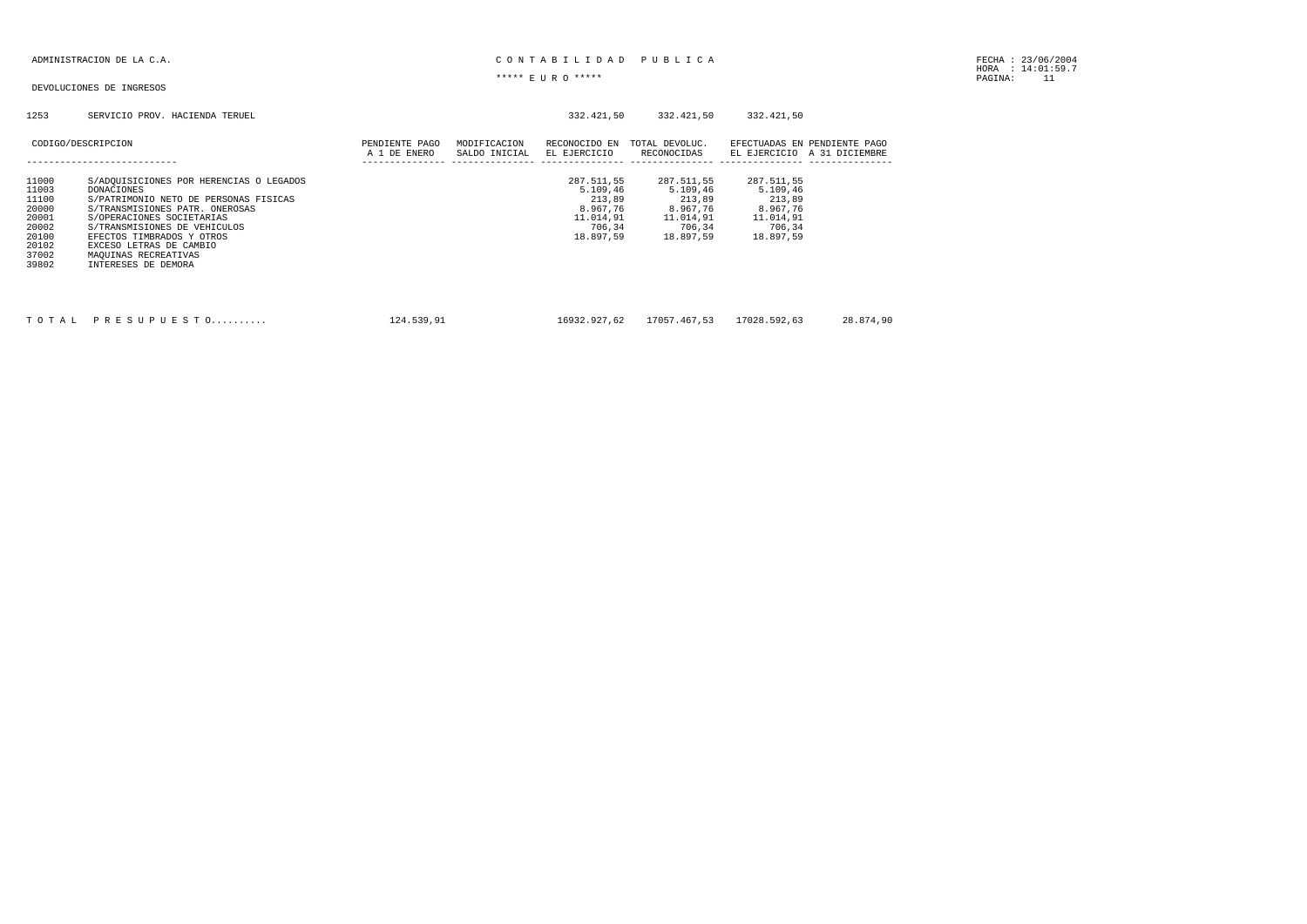ADMINISTRACION DE LA C.A.

C O N T A B I L I D A D   P U B L I C A

***** E U R O *****

FECHA : 23/06/2004
HORA : 14:01:59.7

DEVOLUCIONES DE INGRESOS

| | | | | | | | |
|---|---|---|---|---|---|---|---|
| 1253 | SERVICIO PROV. HACIENDA TERUEL | | | 332.421,50 | 332.421,50 | 332.421,50 | |
| CODIGO/DESCRIPCION | | PENDIENTE PAGO A 1 DE ENERO | MODIFICACION SALDO INICIAL | RECONOCIDO EN EL EJERCICIO | TOTAL DEVOLUC. RECONOCIDAS | EFECTUADAS EN EL EJERCICIO | PENDIENTE PAGO A 31 DICIEMBRE |
| 11000 | S/ADQUISICIONES POR HERENCIAS O LEGADOS | | | 287.511,55 | 287.511,55 | 287.511,55 | |
| 11003 | DONACIONES | | | 5.109,46 | 5.109,46 | 5.109,46 | |
| 11100 | S/PATRIMONIO NETO DE PERSONAS FISICAS | | | 213,89 | 213,89 | 213,89 | |
| 20000 | S/TRANSMISIONES PATR. ONEROSAS | | | 8.967,76 | 8.967,76 | 8.967,76 | |
| 20001 | S/OPERACIONES SOCIETARIAS | | | 11.014,91 | 11.014,91 | 11.014,91 | |
| 20002 | S/TRANSMISIONES DE VEHICULOS | | | 706,34 | 706,34 | 706,34 | |
| 20100 | EFECTOS TIMBRADOS Y OTROS | | | 18.897,59 | 18.897,59 | 18.897,59 | |
| 20102 | EXCESO LETRAS DE CAMBIO | | | | | | |
| 37002 | MAQUINAS RECREATIVAS | | | | | | |
| 39802 | INTERESES DE DEMORA | | | | | | |
| T O T A L | P R E S U P U E S T O......... | 124.539,91 | | 16932.927,62 | 17057.467,53 | 17028.592,63 | 28.874,90 |